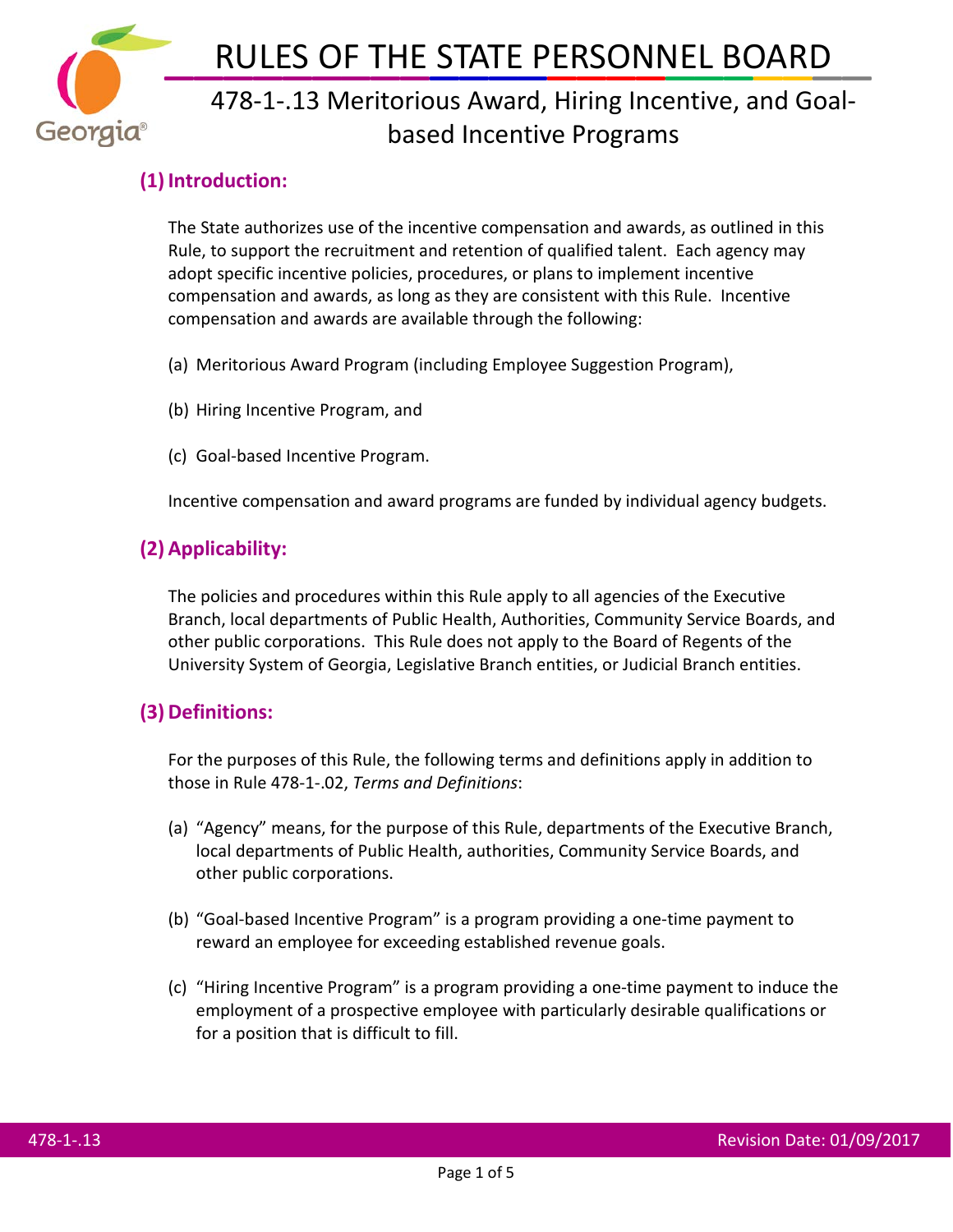# RULES OF THE STATE PERSONNEL BOARD

## 478-1-.13 Meritorious Award, Hiring Incentive, and Goal-based Incentive Programs

### (1) Introduction:

The State authorizes use of the incentive compensation and awards, as outlined in this Rule, to support the recruitment and retention of qualified talent. Each agency may adopt specific incentive policies, procedures, or plans to implement incentive compensation and awards, as long as they are consistent with this Rule. Incentive compensation and awards are available through the following:

(a) Meritorious Award Program (including Employee Suggestion Program),

(b) Hiring Incentive Program, and

(c) Goal-based Incentive Program.

Incentive compensation and award programs are funded by individual agency budgets.

### (2) Applicability:

The policies and procedures within this Rule apply to all agencies of the Executive Branch, local departments of Public Health, Authorities, Community Service Boards, and other public corporations. This Rule does not apply to the Board of Regents of the University System of Georgia, Legislative Branch entities, or Judicial Branch entities.

### (3) Definitions:

For the purposes of this Rule, the following terms and definitions apply in addition to those in Rule 478-1-.02, *Terms and Definitions*:

(a) "Agency" means, for the purpose of this Rule, departments of the Executive Branch, local departments of Public Health, authorities, Community Service Boards, and other public corporations.

(b) "Goal-based Incentive Program" is a program providing a one-time payment to reward an employee for exceeding established revenue goals.

(c) "Hiring Incentive Program" is a program providing a one-time payment to induce the employment of a prospective employee with particularly desirable qualifications or for a position that is difficult to fill.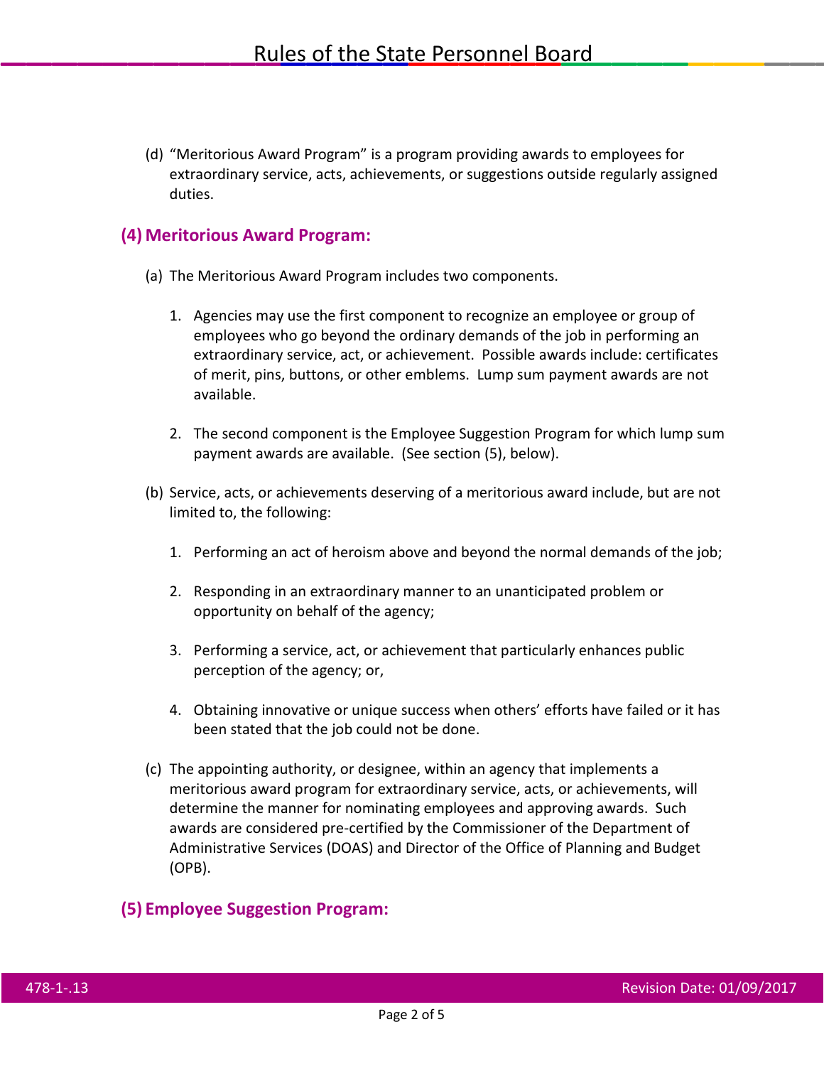(d) "Meritorious Award Program" is a program providing awards to employees for extraordinary service, acts, achievements, or suggestions outside regularly assigned duties.

## (4) Meritorious Award Program:

(a) The Meritorious Award Program includes two components.

1. Agencies may use the first component to recognize an employee or group of employees who go beyond the ordinary demands of the job in performing an extraordinary service, act, or achievement. Possible awards include: certificates of merit, pins, buttons, or other emblems. Lump sum payment awards are not available.

2. The second component is the Employee Suggestion Program for which lump sum payment awards are available. (See section (5), below).

(b) Service, acts, or achievements deserving of a meritorious award include, but are not limited to, the following:

1. Performing an act of heroism above and beyond the normal demands of the job;

2. Responding in an extraordinary manner to an unanticipated problem or opportunity on behalf of the agency;

3. Performing a service, act, or achievement that particularly enhances public perception of the agency; or,

4. Obtaining innovative or unique success when others' efforts have failed or it has been stated that the job could not be done.

(c) The appointing authority, or designee, within an agency that implements a meritorious award program for extraordinary service, acts, or achievements, will determine the manner for nominating employees and approving awards. Such awards are considered pre-certified by the Commissioner of the Department of Administrative Services (DOAS) and Director of the Office of Planning and Budget (OPB).

## (5) Employee Suggestion Program: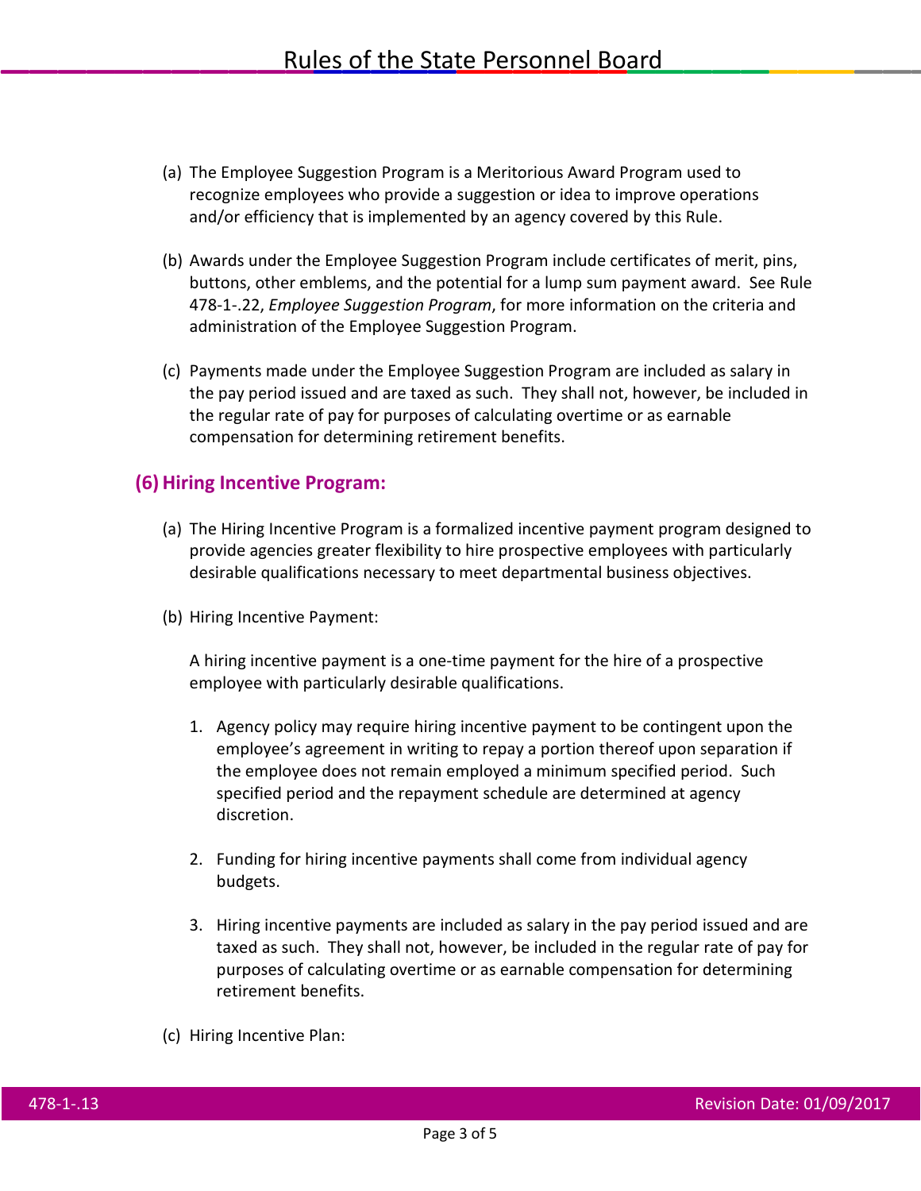(a) The Employee Suggestion Program is a Meritorious Award Program used to recognize employees who provide a suggestion or idea to improve operations and/or efficiency that is implemented by an agency covered by this Rule.

(b) Awards under the Employee Suggestion Program include certificates of merit, pins, buttons, other emblems, and the potential for a lump sum payment award. See Rule 478-1-.22, *Employee Suggestion Program*, for more information on the criteria and administration of the Employee Suggestion Program.

(c) Payments made under the Employee Suggestion Program are included as salary in the pay period issued and are taxed as such. They shall not, however, be included in the regular rate of pay for purposes of calculating overtime or as earnable compensation for determining retirement benefits.

### (6) Hiring Incentive Program:

(a) The Hiring Incentive Program is a formalized incentive payment program designed to provide agencies greater flexibility to hire prospective employees with particularly desirable qualifications necessary to meet departmental business objectives.

(b) Hiring Incentive Payment:

A hiring incentive payment is a one-time payment for the hire of a prospective employee with particularly desirable qualifications.

1. Agency policy may require hiring incentive payment to be contingent upon the employee's agreement in writing to repay a portion thereof upon separation if the employee does not remain employed a minimum specified period. Such specified period and the repayment schedule are determined at agency discretion.

2. Funding for hiring incentive payments shall come from individual agency budgets.

3. Hiring incentive payments are included as salary in the pay period issued and are taxed as such. They shall not, however, be included in the regular rate of pay for purposes of calculating overtime or as earnable compensation for determining retirement benefits.

(c) Hiring Incentive Plan: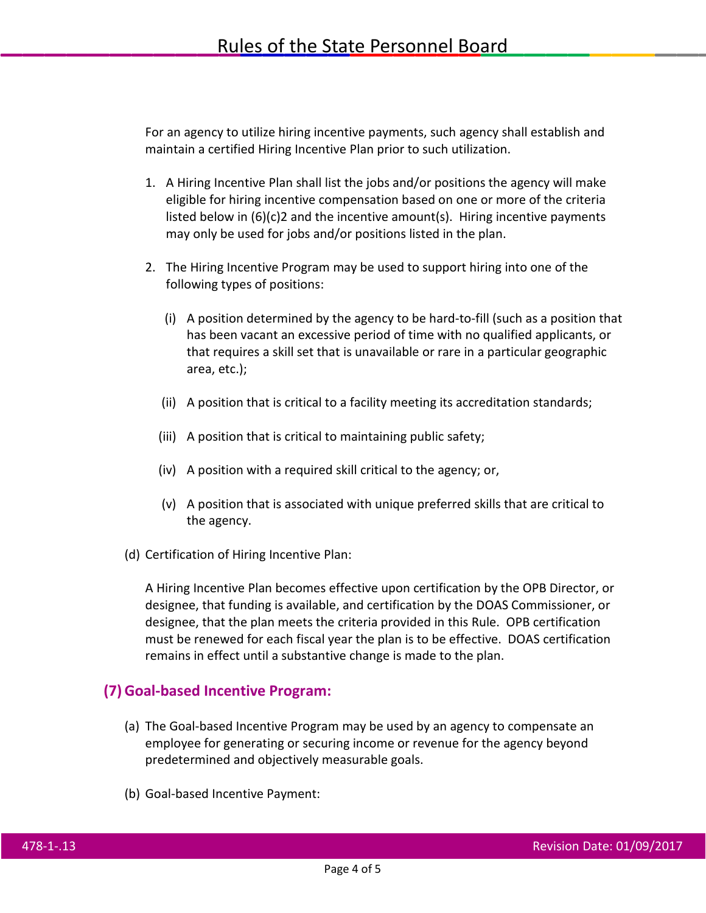For an agency to utilize hiring incentive payments, such agency shall establish and maintain a certified Hiring Incentive Plan prior to such utilization.

1. A Hiring Incentive Plan shall list the jobs and/or positions the agency will make eligible for hiring incentive compensation based on one or more of the criteria listed below in (6)(c)2 and the incentive amount(s). Hiring incentive payments may only be used for jobs and/or positions listed in the plan.

2. The Hiring Incentive Program may be used to support hiring into one of the following types of positions:

   (i) A position determined by the agency to be hard-to-fill (such as a position that has been vacant an excessive period of time with no qualified applicants, or that requires a skill set that is unavailable or rare in a particular geographic area, etc.);

   (ii) A position that is critical to a facility meeting its accreditation standards;

   (iii) A position that is critical to maintaining public safety;

   (iv) A position with a required skill critical to the agency; or,

   (v) A position that is associated with unique preferred skills that are critical to the agency.

(d) Certification of Hiring Incentive Plan:

A Hiring Incentive Plan becomes effective upon certification by the OPB Director, or designee, that funding is available, and certification by the DOAS Commissioner, or designee, that the plan meets the criteria provided in this Rule. OPB certification must be renewed for each fiscal year the plan is to be effective. DOAS certification remains in effect until a substantive change is made to the plan.

## (7) Goal-based Incentive Program:

(a) The Goal-based Incentive Program may be used by an agency to compensate an employee for generating or securing income or revenue for the agency beyond predetermined and objectively measurable goals.

(b) Goal-based Incentive Payment: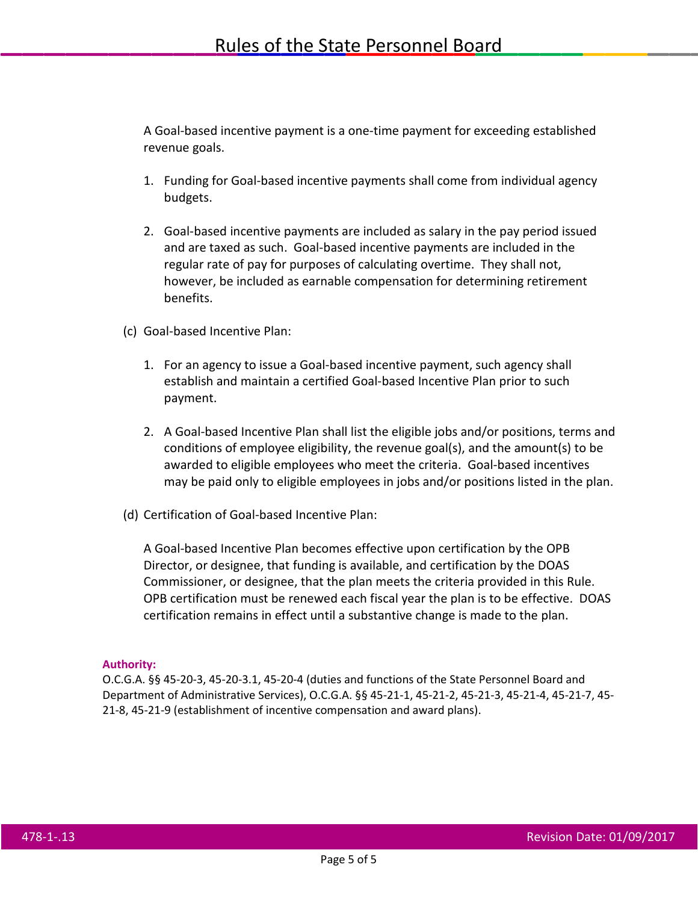A Goal-based incentive payment is a one-time payment for exceeding established revenue goals.

1. Funding for Goal-based incentive payments shall come from individual agency budgets.

2. Goal-based incentive payments are included as salary in the pay period issued and are taxed as such. Goal-based incentive payments are included in the regular rate of pay for purposes of calculating overtime. They shall not, however, be included as earnable compensation for determining retirement benefits.

(c) Goal-based Incentive Plan:

1. For an agency to issue a Goal-based incentive payment, such agency shall establish and maintain a certified Goal-based Incentive Plan prior to such payment.

2. A Goal-based Incentive Plan shall list the eligible jobs and/or positions, terms and conditions of employee eligibility, the revenue goal(s), and the amount(s) to be awarded to eligible employees who meet the criteria. Goal-based incentives may be paid only to eligible employees in jobs and/or positions listed in the plan.

(d) Certification of Goal-based Incentive Plan:

A Goal-based Incentive Plan becomes effective upon certification by the OPB Director, or designee, that funding is available, and certification by the DOAS Commissioner, or designee, that the plan meets the criteria provided in this Rule. OPB certification must be renewed each fiscal year the plan is to be effective. DOAS certification remains in effect until a substantive change is made to the plan.

**Authority:**

O.C.G.A. §§ 45-20-3, 45-20-3.1, 45-20-4 (duties and functions of the State Personnel Board and Department of Administrative Services), O.C.G.A. §§ 45-21-1, 45-21-2, 45-21-3, 45-21-4, 45-21-7, 45-21-8, 45-21-9 (establishment of incentive compensation and award plans).